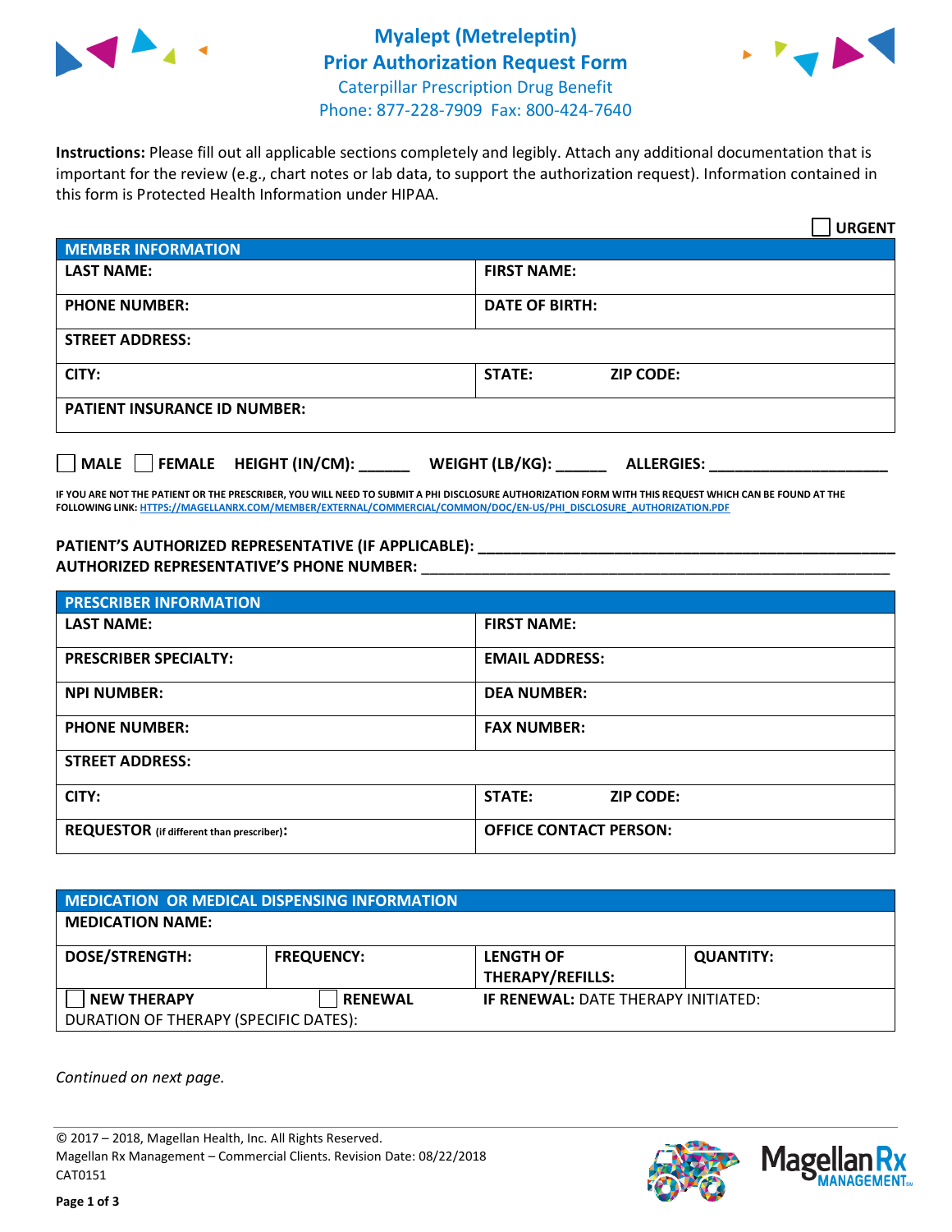# Myalept (Metreleptin)
# Prior Authorization Request Form

Caterpillar Prescription Drug Benefit
Phone: 877-228-7909 Fax: 800-424-7640

**Instructions:** Please fill out all applicable sections completely and legibly. Attach any additional documentation that is important for the review (e.g., chart notes or lab data, to support the authorization request). Information contained in this form is Protected Health Information under HIPAA.

☐ **URGENT**

| **MEMBER INFORMATION** | |
|---|---|
| **LAST NAME:** | **FIRST NAME:** |
| **PHONE NUMBER:** | **DATE OF BIRTH:** |
| **STREET ADDRESS:** | |
| **CITY:** | **STATE:** **ZIP CODE:** |
| **PATIENT INSURANCE ID NUMBER:** | |

☐ **MALE** ☐ **FEMALE** **HEIGHT (IN/CM):** ______ **WEIGHT (LB/KG):** ______ **ALLERGIES:** ____________________

**IF YOU ARE NOT THE PATIENT OR THE PRESCRIBER, YOU WILL NEED TO SUBMIT A PHI DISCLOSURE AUTHORIZATION FORM WITH THIS REQUEST WHICH CAN BE FOUND AT THE FOLLOWING LINK:** HTTPS://MAGELLANRX.COM/MEMBER/EXTERNAL/COMMERCIAL/COMMON/DOC/EN-US/PHI_DISCLOSURE_AUTHORIZATION.PDF

**PATIENT'S AUTHORIZED REPRESENTATIVE (IF APPLICABLE):** ____________________________________________
**AUTHORIZED REPRESENTATIVE'S PHONE NUMBER:** ____________________________________________

| **PRESCRIBER INFORMATION** | |
|---|---|
| **LAST NAME:** | **FIRST NAME:** |
| **PRESCRIBER SPECIALTY:** | **EMAIL ADDRESS:** |
| **NPI NUMBER:** | **DEA NUMBER:** |
| **PHONE NUMBER:** | **FAX NUMBER:** |
| **STREET ADDRESS:** | |
| **CITY:** | **STATE:** **ZIP CODE:** |
| **REQUESTOR** (if different than prescriber)**:** | **OFFICE CONTACT PERSON:** |

| **MEDICATION OR MEDICAL DISPENSING INFORMATION** | | | |
|---|---|---|---|
| **MEDICATION NAME:** | | | |
| **DOSE/STRENGTH:** | **FREQUENCY:** | **LENGTH OF THERAPY/REFILLS:** | **QUANTITY:** |
| ☐ **NEW THERAPY** | ☐ **RENEWAL** | **IF RENEWAL:** DATE THERAPY INITIATED: | |
| DURATION OF THERAPY (SPECIFIC DATES): | | | |

*Continued on next page.*

© 2017 – 2018, Magellan Health, Inc. All Rights Reserved.
Magellan Rx Management – Commercial Clients. Revision Date: 08/22/2018
CAT0151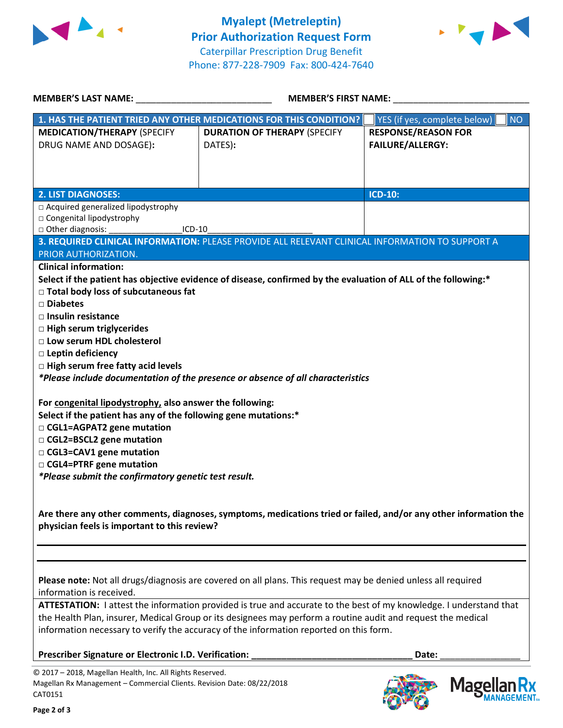# Myalept (Metreleptin)
## Prior Authorization Request Form

Caterpillar Prescription Drug Benefit
Phone: 877-228-7909 Fax: 800-424-7640

**MEMBER'S LAST NAME:** ___________________________ **MEMBER'S FIRST NAME:** ___________________________

| **1. HAS THE PATIENT TRIED ANY OTHER MEDICATIONS FOR THIS CONDITION?** | | ☐ YES (if yes, complete below) ☐ NO |
|---|---|---|
| **MEDICATION/THERAPY** (SPECIFY DRUG NAME AND DOSAGE): | **DURATION OF THERAPY** (SPECIFY DATES): | **RESPONSE/REASON FOR FAILURE/ALLERGY:** |
| | | |

| **2. LIST DIAGNOSES:** | **ICD-10:** |
|---|---|
| □ Acquired generalized lipodystrophy<br>□ Congenital lipodystrophy<br>□ Other diagnosis: _______________ICD-10_______________________ | |

**3. REQUIRED CLINICAL INFORMATION:** PLEASE PROVIDE ALL RELEVANT CLINICAL INFORMATION TO SUPPORT A PRIOR AUTHORIZATION.

**Clinical information:**

**Select if the patient has objective evidence of disease, confirmed by the evaluation of ALL of the following:***

- □ **Total body loss of subcutaneous fat**
- □ **Diabetes**
- □ **Insulin resistance**
- □ **High serum triglycerides**
- □ **Low serum HDL cholesterol**
- □ **Leptin deficiency**
- □ **High serum free fatty acid levels**

***Please include documentation of the presence or absence of all characteristics***

**For congenital lipodystrophy, also answer the following:**

**Select if the patient has any of the following gene mutations:***

- □ **CGL1=AGPAT2 gene mutation**
- □ **CGL2=BSCL2 gene mutation**
- □ **CGL3=CAV1 gene mutation**
- □ **CGL4=PTRF gene mutation**

***Please submit the confirmatory genetic test result.***

**Are there any other comments, diagnoses, symptoms, medications tried or failed, and/or any other information the physician feels is important to this review?**

_______________________________________________________________________________

_______________________________________________________________________________

**Please note:** Not all drugs/diagnosis are covered on all plans. This request may be denied unless all required information is received.

**ATTESTATION:** I attest the information provided is true and accurate to the best of my knowledge. I understand that the Health Plan, insurer, Medical Group or its designees may perform a routine audit and request the medical information necessary to verify the accuracy of the information reported on this form.

**Prescriber Signature or Electronic I.D. Verification:** ________________________________ **Date:** ________________

© 2017 – 2018, Magellan Health, Inc. All Rights Reserved.
Magellan Rx Management – Commercial Clients. Revision Date: 08/22/2018
CAT0151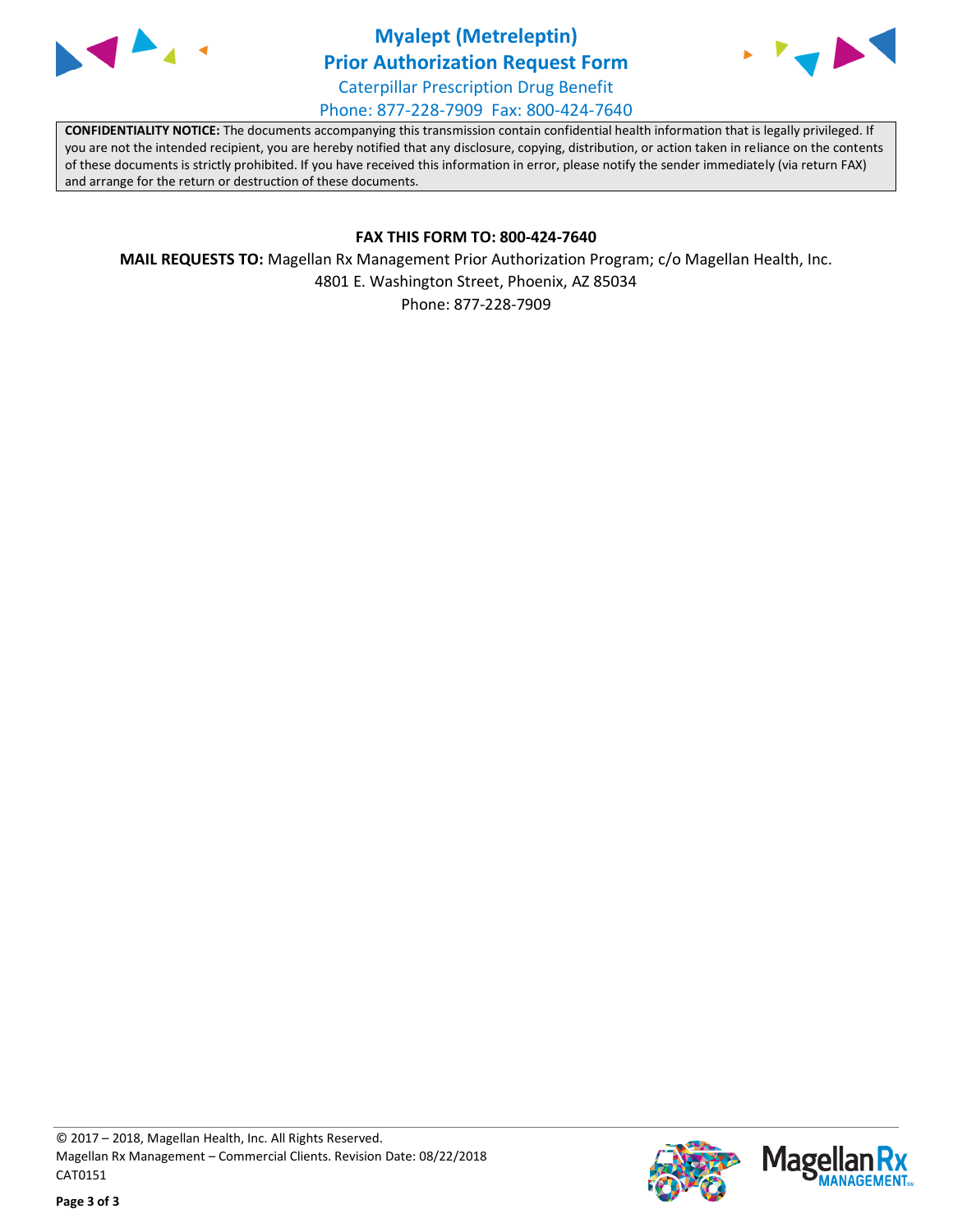# Myalept (Metreleptin)
# Prior Authorization Request Form

Caterpillar Prescription Drug Benefit

Phone: 877-228-7909 Fax: 800-424-7640

**CONFIDENTIALITY NOTICE:** The documents accompanying this transmission contain confidential health information that is legally privileged. If you are not the intended recipient, you are hereby notified that any disclosure, copying, distribution, or action taken in reliance on the contents of these documents is strictly prohibited. If you have received this information in error, please notify the sender immediately (via return FAX) and arrange for the return or destruction of these documents.

**FAX THIS FORM TO: 800-424-7640**

**MAIL REQUESTS TO:** Magellan Rx Management Prior Authorization Program; c/o Magellan Health, Inc.
4801 E. Washington Street, Phoenix, AZ 85034
Phone: 877-228-7909

© 2017 – 2018, Magellan Health, Inc. All Rights Reserved.
Magellan Rx Management – Commercial Clients. Revision Date: 08/22/2018
CAT0151